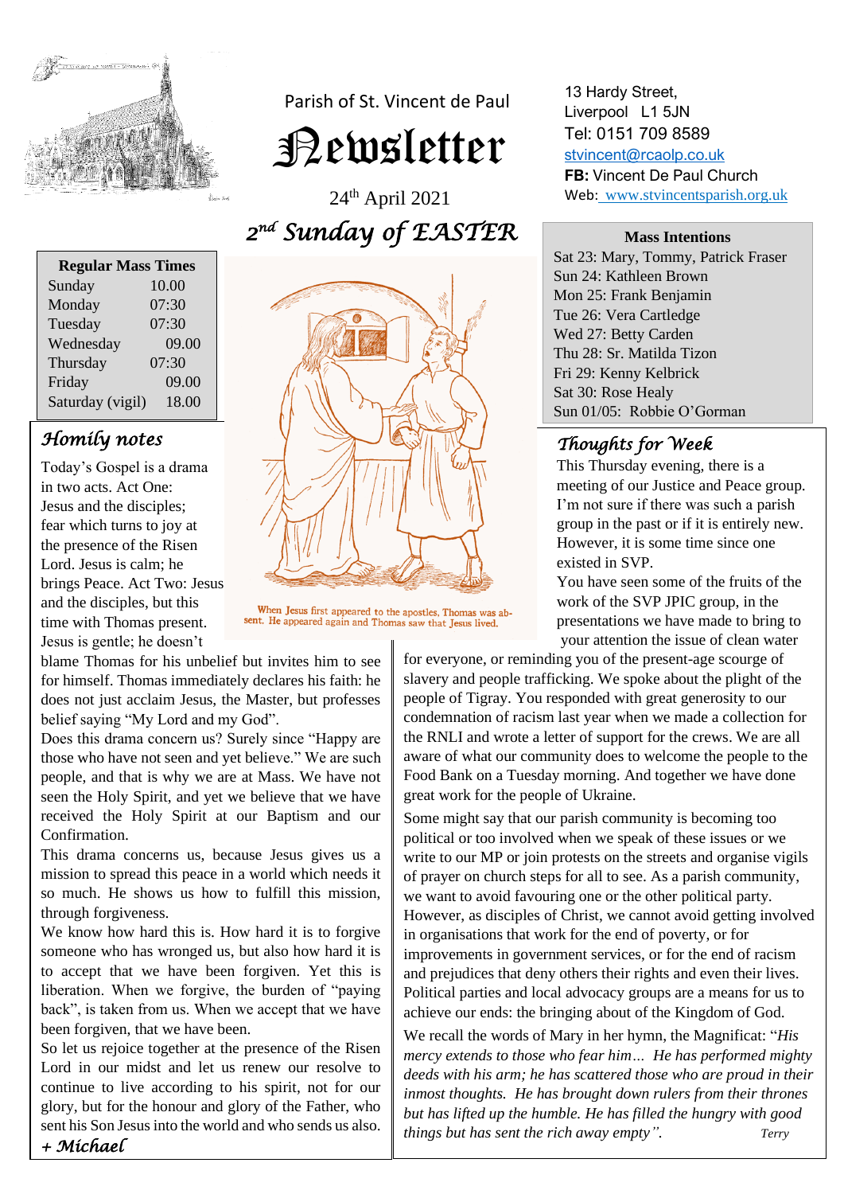Parish of St. Vincent de Paul

# Newsletter

24th April 2021

## 2nd Sunday of EASTER

13 Hardy Street,
Liverpool L1 5JN
Tel: 0151 709 8589
stvincent@rcaolp.co.uk
**FB:** Vincent De Paul Church
Web: www.stvincentsparish.org.uk

| Regular Mass Times | |
|---|---|
| Sunday | 10.00 |
| Monday | 07:30 |
| Tuesday | 07:30 |
| Wednesday | 09.00 |
| Thursday | 07:30 |
| Friday | 09.00 |
| Saturday (vigil) | 18.00 |

When Jesus first appeared to the apostles, Thomas was absent. He appeared again and Thomas saw that Jesus lived.

**Mass Intentions**

Sat 23: Mary, Tommy, Patrick Fraser
Sun 24: Kathleen Brown
Mon 25: Frank Benjamin
Tue 26: Vera Cartledge
Wed 27: Betty Carden
Thu 28: Sr. Matilda Tizon
Fri 29: Kenny Kelbrick
Sat 30: Rose Healy
Sun 01/05: Robbie O'Gorman

### Homily notes

Today's Gospel is a drama in two acts. Act One: Jesus and the disciples; fear which turns to joy at the presence of the Risen Lord. Jesus is calm; he brings Peace. Act Two: Jesus and the disciples, but this time with Thomas present. Jesus is gentle; he doesn't blame Thomas for his unbelief but invites him to see for himself. Thomas immediately declares his faith: he does not just acclaim Jesus, the Master, but professes belief saying "My Lord and my God".

Does this drama concern us? Surely since "Happy are those who have not seen and yet believe." We are such people, and that is why we are at Mass. We have not seen the Holy Spirit, and yet we believe that we have received the Holy Spirit at our Baptism and our Confirmation.

This drama concerns us, because Jesus gives us a mission to spread this peace in a world which needs it so much. He shows us how to fulfill this mission, through forgiveness.

We know how hard this is. How hard it is to forgive someone who has wronged us, but also how hard it is to accept that we have been forgiven. Yet this is liberation. When we forgive, the burden of "paying back", is taken from us. When we accept that we have been forgiven, that we have been.

So let us rejoice together at the presence of the Risen Lord in our midst and let us renew our resolve to continue to live according to his spirit, not for our glory, but for the honour and glory of the Father, who sent his Son Jesus into the world and who sends us also.

*+ Michael*

### Thoughts for Week

This Thursday evening, there is a meeting of our Justice and Peace group. I'm not sure if there was such a parish group in the past or if it is entirely new. However, it is some time since one existed in SVP.

You have seen some of the fruits of the work of the SVP JPIC group, in the presentations we have made to bring to your attention the issue of clean water for everyone, or reminding you of the present-age scourge of slavery and people trafficking. We spoke about the plight of the people of Tigray. You responded with great generosity to our condemnation of racism last year when we made a collection for the RNLI and wrote a letter of support for the crews. We are all aware of what our community does to welcome the people to the Food Bank on a Tuesday morning. And together we have done great work for the people of Ukraine.

Some might say that our parish community is becoming too political or too involved when we speak of these issues or we write to our MP or join protests on the streets and organise vigils of prayer on church steps for all to see. As a parish community, we want to avoid favouring one or the other political party. However, as disciples of Christ, we cannot avoid getting involved in organisations that work for the end of poverty, or for improvements in government services, or for the end of racism and prejudices that deny others their rights and even their lives. Political parties and local advocacy groups are a means for us to achieve our ends: the bringing about of the Kingdom of God.

We recall the words of Mary in her hymn, the Magnificat: "*His mercy extends to those who fear him… He has performed mighty deeds with his arm; he has scattered those who are proud in their inmost thoughts. He has brought down rulers from their thrones but has lifted up the humble. He has filled the hungry with good things but has sent the rich away empty".*

*Terry*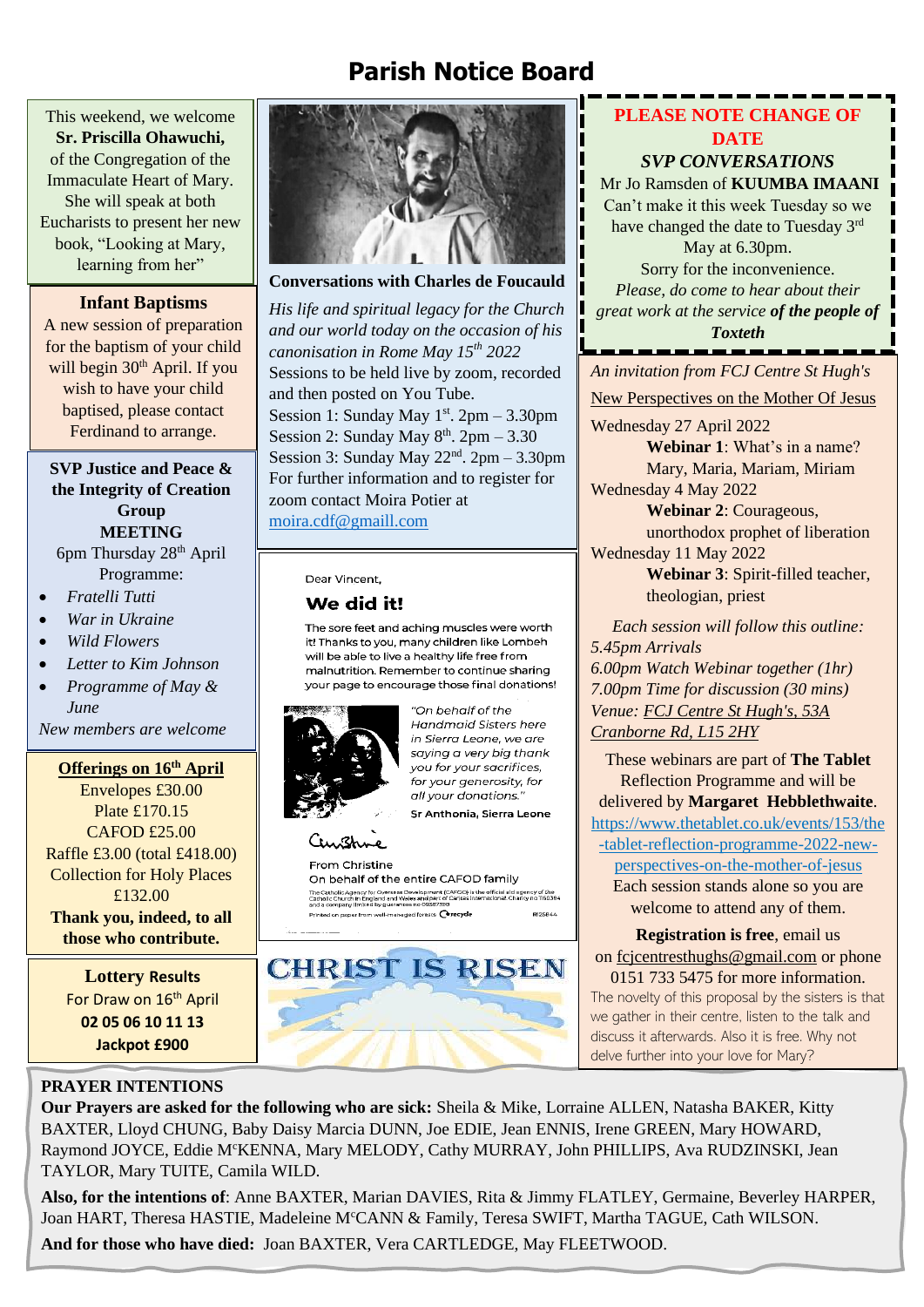# Parish Notice Board

This weekend, we welcome **Sr. Priscilla Ohawuchi,** of the Congregation of the Immaculate Heart of Mary. She will speak at both Eucharists to present her new book, "Looking at Mary, learning from her"

**Infant Baptisms**

A new session of preparation for the baptism of your child will begin 30th April. If you wish to have your child baptised, please contact Ferdinand to arrange.

**SVP Justice and Peace & the Integrity of Creation Group**
**MEETING**

6pm Thursday 28th April

Programme:

- *Fratelli Tutti*
- *War in Ukraine*
- *Wild Flowers*
- *Letter to Kim Johnson*
- *Programme of May & June*

*New members are welcome*

**Offerings on 16th April**

Envelopes £30.00
Plate £170.15
CAFOD £25.00
Raffle £3.00 (total £418.00)
Collection for Holy Places £132.00

**Thank you, indeed, to all those who contribute.**

**Lottery Results**
For Draw on 16th April
**02 05 06 10 11 13**
**Jackpot £900**

**Conversations with Charles de Foucauld**

*His life and spiritual legacy for the Church and our world today on the occasion of his canonisation in Rome May 15th 2022*

Sessions to be held live by zoom, recorded and then posted on You Tube.

Session 1: Sunday May 1st. 2pm – 3.30pm
Session 2: Sunday May 8th. 2pm – 3.30
Session 3: Sunday May 22nd. 2pm – 3.30pm

For further information and to register for zoom contact Moira Potier at moira.cdf@gmaill.com

Dear Vincent,

**We did it!**

The sore feet and aching muscles were worth it! Thanks to you, many children like Lombeh will be able to live a healthy life free from malnutrition. Remember to continue sharing your page to encourage those final donations!

*"On behalf of the Handmaid Sisters here in Sierra Leone, we are saying a very big thank you for your sacrifices, for your generosity, for all your donations."*

Sr Anthonia, Sierra Leone

Christine

From Christine
On behalf of the entire CAFOD family

**CHRIST IS RISEN**

**PLEASE NOTE CHANGE OF DATE**

***SVP CONVERSATIONS***

Mr Jo Ramsden of **KUUMBA IMAANI** Can't make it this week Tuesday so we have changed the date to Tuesday 3rd May at 6.30pm.

Sorry for the inconvenience.

*Please, do come to hear about their great work at the service **of the people of Toxteth***

*An invitation from FCJ Centre St Hugh's*

New Perspectives on the Mother Of Jesus

Wednesday 27 April 2022
**Webinar 1**: What's in a name? Mary, Maria, Mariam, Miriam

Wednesday 4 May 2022
**Webinar 2**: Courageous, unorthodox prophet of liberation

Wednesday 11 May 2022
**Webinar 3**: Spirit-filled teacher, theologian, priest

*Each session will follow this outline:*
*5.45pm Arrivals*
*6.00pm Watch Webinar together (1hr)*
*7.00pm Time for discussion (30 mins)*
*Venue: FCJ Centre St Hugh's, 53A Cranborne Rd, L15 2HY*

These webinars are part of **The Tablet** Reflection Programme and will be delivered by **Margaret Hebblethwaite**. https://www.thetablet.co.uk/events/153/the-tablet-reflection-programme-2022-new-perspectives-on-the-mother-of-jesus

Each session stands alone so you are welcome to attend any of them.

**Registration is free**, email us on fcjcentresthughs@gmail.com or phone 0151 733 5475 for more information.

The novelty of this proposal by the sisters is that we gather in their centre, listen to the talk and discuss it afterwards. Also it is free. Why not delve further into your love for Mary?

**PRAYER INTENTIONS**

**Our Prayers are asked for the following who are sick:** Sheila & Mike, Lorraine ALLEN, Natasha BAKER, Kitty BAXTER, Lloyd CHUNG, Baby Daisy Marcia DUNN, Joe EDIE, Jean ENNIS, Irene GREEN, Mary HOWARD, Raymond JOYCE, Eddie McKENNA, Mary MELODY, Cathy MURRAY, John PHILLIPS, Ava RUDZINSKI, Jean TAYLOR, Mary TUITE, Camila WILD.

**Also, for the intentions of**: Anne BAXTER, Marian DAVIES, Rita & Jimmy FLATLEY, Germaine, Beverley HARPER, Joan HART, Theresa HASTIE, Madeleine McCANN & Family, Teresa SWIFT, Martha TAGUE, Cath WILSON.

**And for those who have died:** Joan BAXTER, Vera CARTLEDGE, May FLEETWOOD.